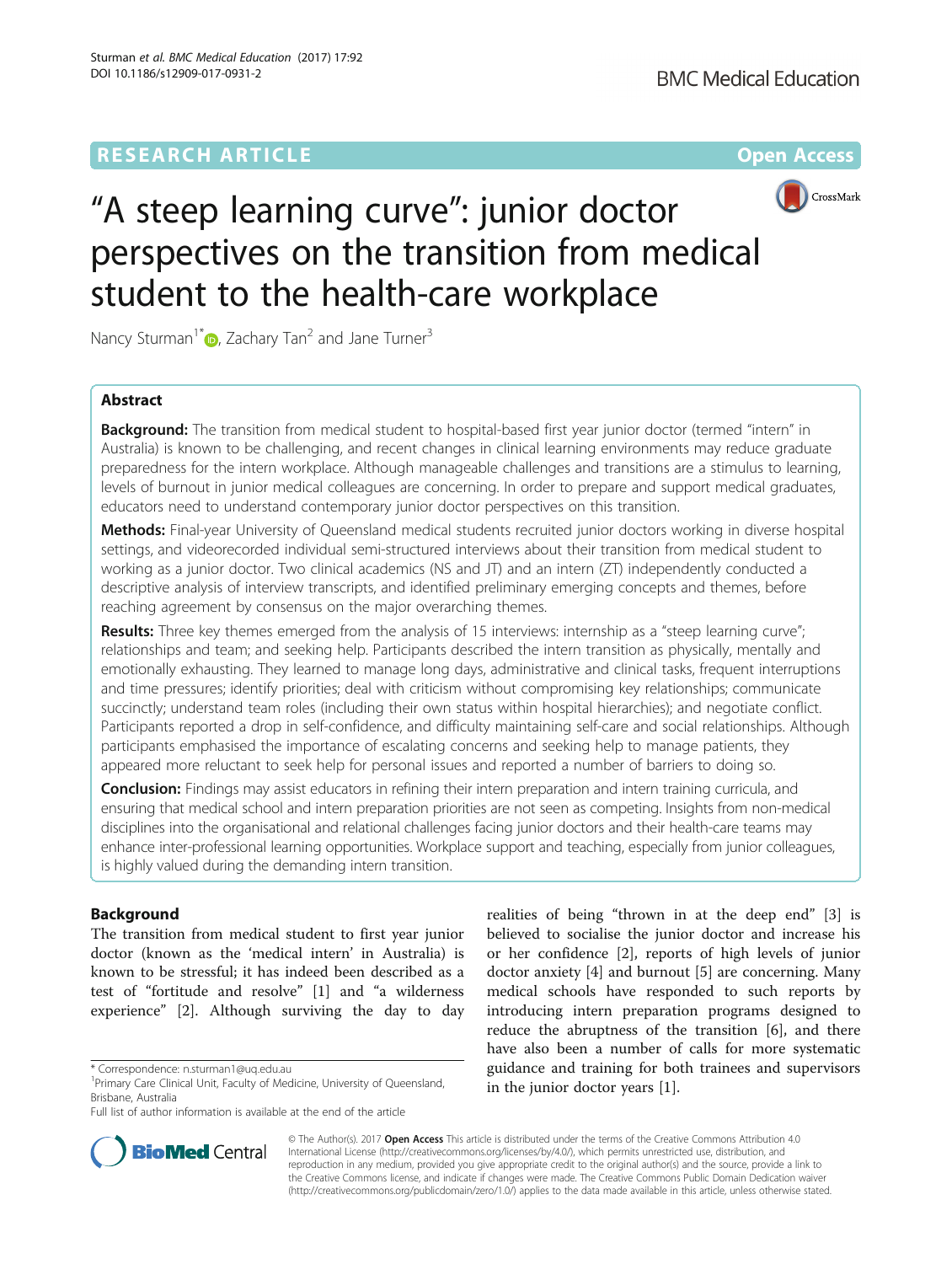RESEARCH ARTICLE

Open Access

# "A steep learning curve": junior doctor perspectives on the transition from medical student to the health-care workplace

Nancy Sturman[1*], Zachary Tan[2] and Jane Turner[3]

## Abstract

**Background:** The transition from medical student to hospital-based first year junior doctor (termed "intern" in Australia) is known to be challenging, and recent changes in clinical learning environments may reduce graduate preparedness for the intern workplace. Although manageable challenges and transitions are a stimulus to learning, levels of burnout in junior medical colleagues are concerning. In order to prepare and support medical graduates, educators need to understand contemporary junior doctor perspectives on this transition.

**Methods:** Final-year University of Queensland medical students recruited junior doctors working in diverse hospital settings, and videorecorded individual semi-structured interviews about their transition from medical student to working as a junior doctor. Two clinical academics (NS and JT) and an intern (ZT) independently conducted a descriptive analysis of interview transcripts, and identified preliminary emerging concepts and themes, before reaching agreement by consensus on the major overarching themes.

**Results:** Three key themes emerged from the analysis of 15 interviews: internship as a "steep learning curve"; relationships and team; and seeking help. Participants described the intern transition as physically, mentally and emotionally exhausting. They learned to manage long days, administrative and clinical tasks, frequent interruptions and time pressures; identify priorities; deal with criticism without compromising key relationships; communicate succinctly; understand team roles (including their own status within hospital hierarchies); and negotiate conflict. Participants reported a drop in self-confidence, and difficulty maintaining self-care and social relationships. Although participants emphasised the importance of escalating concerns and seeking help to manage patients, they appeared more reluctant to seek help for personal issues and reported a number of barriers to doing so.

**Conclusion:** Findings may assist educators in refining their intern preparation and intern training curricula, and ensuring that medical school and intern preparation priorities are not seen as competing. Insights from non-medical disciplines into the organisational and relational challenges facing junior doctors and their health-care teams may enhance inter-professional learning opportunities. Workplace support and teaching, especially from junior colleagues, is highly valued during the demanding intern transition.

## Background

The transition from medical student to first year junior doctor (known as the 'medical intern' in Australia) is known to be stressful; it has indeed been described as a test of "fortitude and resolve" [1] and "a wilderness experience" [2]. Although surviving the day to day realities of being "thrown in at the deep end" [3] is believed to socialise the junior doctor and increase his or her confidence [2], reports of high levels of junior doctor anxiety [4] and burnout [5] are concerning. Many medical schools have responded to such reports by introducing intern preparation programs designed to reduce the abruptness of the transition [6], and there have also been a number of calls for more systematic guidance and training for both trainees and supervisors in the junior doctor years [1].

\* Correspondence: n.sturman1@uq.edu.au

[1]Primary Care Clinical Unit, Faculty of Medicine, University of Queensland, Brisbane, Australia

Full list of author information is available at the end of the article

© The Author(s). 2017 **Open Access** This article is distributed under the terms of the Creative Commons Attribution 4.0 International License (http://creativecommons.org/licenses/by/4.0/), which permits unrestricted use, distribution, and reproduction in any medium, provided you give appropriate credit to the original author(s) and the source, provide a link to the Creative Commons license, and indicate if changes were made. The Creative Commons Public Domain Dedication waiver (http://creativecommons.org/publicdomain/zero/1.0/) applies to the data made available in this article, unless otherwise stated.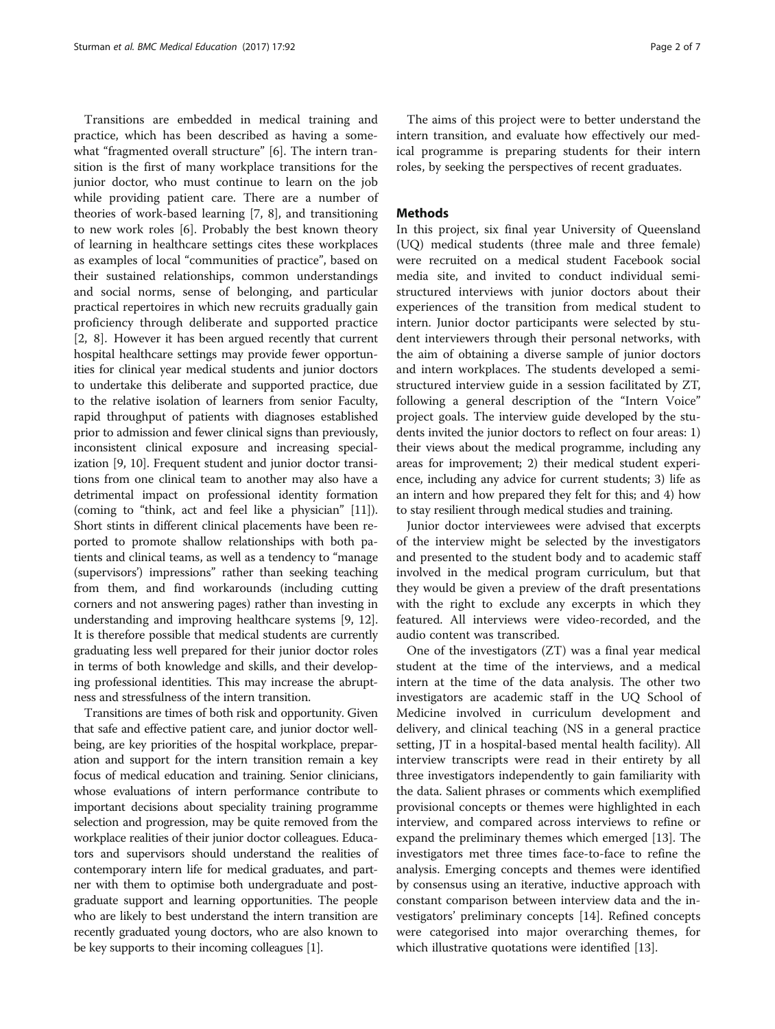Transitions are embedded in medical training and practice, which has been described as having a somewhat "fragmented overall structure" [6]. The intern transition is the first of many workplace transitions for the junior doctor, who must continue to learn on the job while providing patient care. There are a number of theories of work-based learning [7, 8], and transitioning to new work roles [6]. Probably the best known theory of learning in healthcare settings cites these workplaces as examples of local "communities of practice", based on their sustained relationships, common understandings and social norms, sense of belonging, and particular practical repertoires in which new recruits gradually gain proficiency through deliberate and supported practice [2, 8]. However it has been argued recently that current hospital healthcare settings may provide fewer opportunities for clinical year medical students and junior doctors to undertake this deliberate and supported practice, due to the relative isolation of learners from senior Faculty, rapid throughput of patients with diagnoses established prior to admission and fewer clinical signs than previously, inconsistent clinical exposure and increasing specialization [9, 10]. Frequent student and junior doctor transitions from one clinical team to another may also have a detrimental impact on professional identity formation (coming to "think, act and feel like a physician" [11]). Short stints in different clinical placements have been reported to promote shallow relationships with both patients and clinical teams, as well as a tendency to "manage (supervisors') impressions" rather than seeking teaching from them, and find workarounds (including cutting corners and not answering pages) rather than investing in understanding and improving healthcare systems [9, 12]. It is therefore possible that medical students are currently graduating less well prepared for their junior doctor roles in terms of both knowledge and skills, and their developing professional identities. This may increase the abruptness and stressfulness of the intern transition.

Transitions are times of both risk and opportunity. Given that safe and effective patient care, and junior doctor wellbeing, are key priorities of the hospital workplace, preparation and support for the intern transition remain a key focus of medical education and training. Senior clinicians, whose evaluations of intern performance contribute to important decisions about speciality training programme selection and progression, may be quite removed from the workplace realities of their junior doctor colleagues. Educators and supervisors should understand the realities of contemporary intern life for medical graduates, and partner with them to optimise both undergraduate and postgraduate support and learning opportunities. The people who are likely to best understand the intern transition are recently graduated young doctors, who are also known to be key supports to their incoming colleagues [1].

The aims of this project were to better understand the intern transition, and evaluate how effectively our medical programme is preparing students for their intern roles, by seeking the perspectives of recent graduates.

## Methods

In this project, six final year University of Queensland (UQ) medical students (three male and three female) were recruited on a medical student Facebook social media site, and invited to conduct individual semi-structured interviews with junior doctors about their experiences of the transition from medical student to intern. Junior doctor participants were selected by student interviewers through their personal networks, with the aim of obtaining a diverse sample of junior doctors and intern workplaces. The students developed a semi-structured interview guide in a session facilitated by ZT, following a general description of the "Intern Voice" project goals. The interview guide developed by the students invited the junior doctors to reflect on four areas: 1) their views about the medical programme, including any areas for improvement; 2) their medical student experience, including any advice for current students; 3) life as an intern and how prepared they felt for this; and 4) how to stay resilient through medical studies and training.

Junior doctor interviewees were advised that excerpts of the interview might be selected by the investigators and presented to the student body and to academic staff involved in the medical program curriculum, but that they would be given a preview of the draft presentations with the right to exclude any excerpts in which they featured. All interviews were video-recorded, and the audio content was transcribed.

One of the investigators (ZT) was a final year medical student at the time of the interviews, and a medical intern at the time of the data analysis. The other two investigators are academic staff in the UQ School of Medicine involved in curriculum development and delivery, and clinical teaching (NS in a general practice setting, JT in a hospital-based mental health facility). All interview transcripts were read in their entirety by all three investigators independently to gain familiarity with the data. Salient phrases or comments which exemplified provisional concepts or themes were highlighted in each interview, and compared across interviews to refine or expand the preliminary themes which emerged [13]. The investigators met three times face-to-face to refine the analysis. Emerging concepts and themes were identified by consensus using an iterative, inductive approach with constant comparison between interview data and the investigators' preliminary concepts [14]. Refined concepts were categorised into major overarching themes, for which illustrative quotations were identified [13].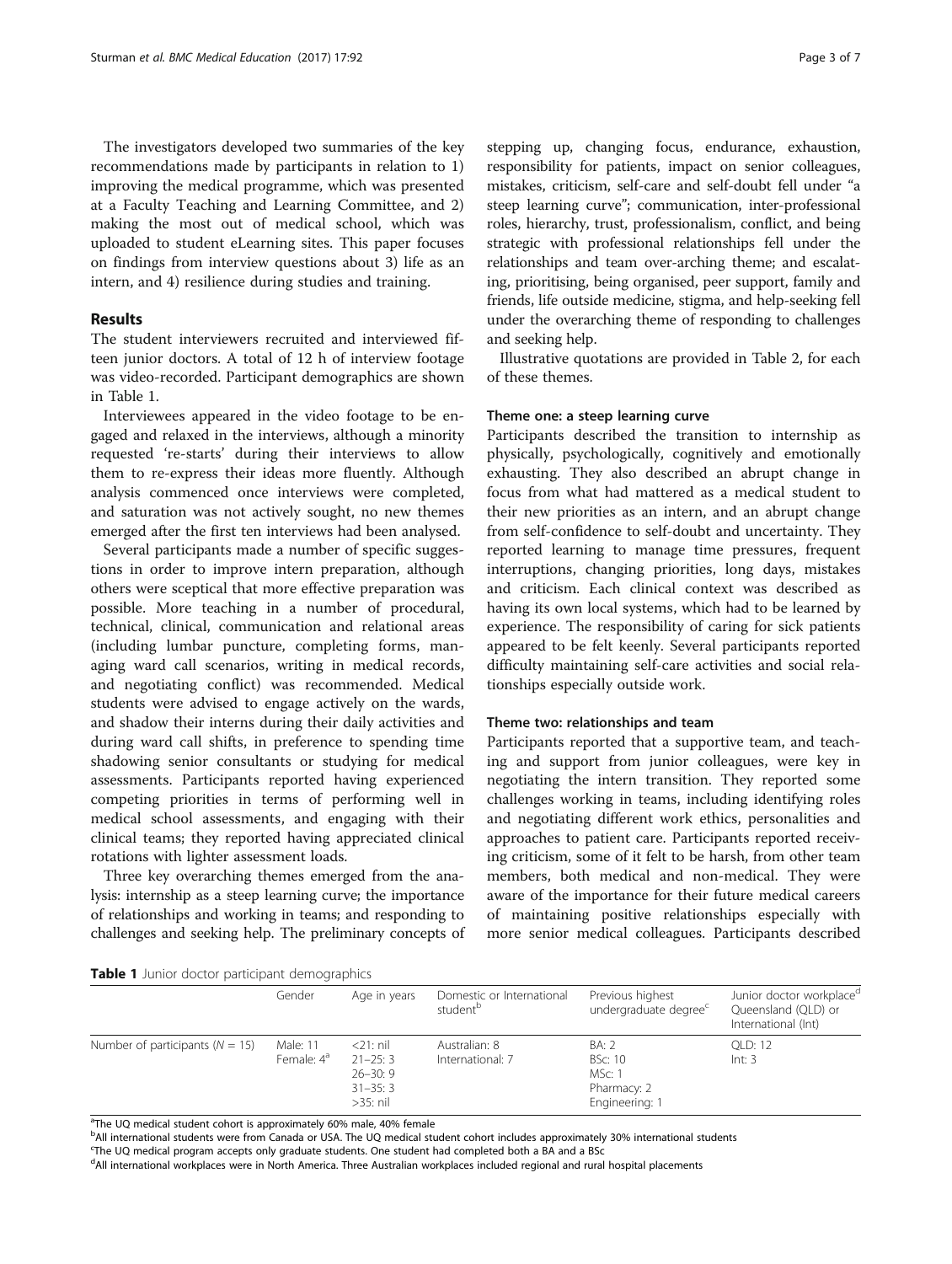The investigators developed two summaries of the key recommendations made by participants in relation to 1) improving the medical programme, which was presented at a Faculty Teaching and Learning Committee, and 2) making the most out of medical school, which was uploaded to student eLearning sites. This paper focuses on findings from interview questions about 3) life as an intern, and 4) resilience during studies and training.

## Results

The student interviewers recruited and interviewed fifteen junior doctors. A total of 12 h of interview footage was video-recorded. Participant demographics are shown in Table 1.

Interviewees appeared in the video footage to be engaged and relaxed in the interviews, although a minority requested 're-starts' during their interviews to allow them to re-express their ideas more fluently. Although analysis commenced once interviews were completed, and saturation was not actively sought, no new themes emerged after the first ten interviews had been analysed.

Several participants made a number of specific suggestions in order to improve intern preparation, although others were sceptical that more effective preparation was possible. More teaching in a number of procedural, technical, clinical, communication and relational areas (including lumbar puncture, completing forms, managing ward call scenarios, writing in medical records, and negotiating conflict) was recommended. Medical students were advised to engage actively on the wards, and shadow their interns during their daily activities and during ward call shifts, in preference to spending time shadowing senior consultants or studying for medical assessments. Participants reported having experienced competing priorities in terms of performing well in medical school assessments, and engaging with their clinical teams; they reported having appreciated clinical rotations with lighter assessment loads.

Three key overarching themes emerged from the analysis: internship as a steep learning curve; the importance of relationships and working in teams; and responding to challenges and seeking help. The preliminary concepts of stepping up, changing focus, endurance, exhaustion, responsibility for patients, impact on senior colleagues, mistakes, criticism, self-care and self-doubt fell under "a steep learning curve"; communication, inter-professional roles, hierarchy, trust, professionalism, conflict, and being strategic with professional relationships fell under the relationships and team over-arching theme; and escalating, prioritising, being organised, peer support, family and friends, life outside medicine, stigma, and help-seeking fell under the overarching theme of responding to challenges and seeking help.

Illustrative quotations are provided in Table 2, for each of these themes.

### Theme one: a steep learning curve

Participants described the transition to internship as physically, psychologically, cognitively and emotionally exhausting. They also described an abrupt change in focus from what had mattered as a medical student to their new priorities as an intern, and an abrupt change from self-confidence to self-doubt and uncertainty. They reported learning to manage time pressures, frequent interruptions, changing priorities, long days, mistakes and criticism. Each clinical context was described as having its own local systems, which had to be learned by experience. The responsibility of caring for sick patients appeared to be felt keenly. Several participants reported difficulty maintaining self-care activities and social relationships especially outside work.

### Theme two: relationships and team

Participants reported that a supportive team, and teaching and support from junior colleagues, were key in negotiating the intern transition. They reported some challenges working in teams, including identifying roles and negotiating different work ethics, personalities and approaches to patient care. Participants reported receiving criticism, some of it felt to be harsh, from other team members, both medical and non-medical. They were aware of the importance for their future medical careers of maintaining positive relationships especially with more senior medical colleagues. Participants described

**Table 1** Junior doctor participant demographics

| | Gender | Age in years | Domestic or International student[b] | Previous highest undergraduate degree[c] | Junior doctor workplace[d] Queensland (QLD) or International (Int) |
|---|---|---|---|---|---|
| Number of participants (N = 15) | Male: 11<br>Female: 4[a] | <21: nil<br>21–25: 3<br>26–30: 9<br>31–35: 3<br>>35: nil | Australian: 8<br>International: 7 | BA: 2<br>BSc: 10<br>MSc: 1<br>Pharmacy: 2<br>Engineering: 1 | QLD: 12<br>Int: 3 |

[a]The UQ medical student cohort is approximately 60% male, 40% female

[b]All international students were from Canada or USA. The UQ medical student cohort includes approximately 30% international students

[c]The UQ medical program accepts only graduate students. One student had completed both a BA and a BSc

[d]All international workplaces were in North America. Three Australian workplaces included regional and rural hospital placements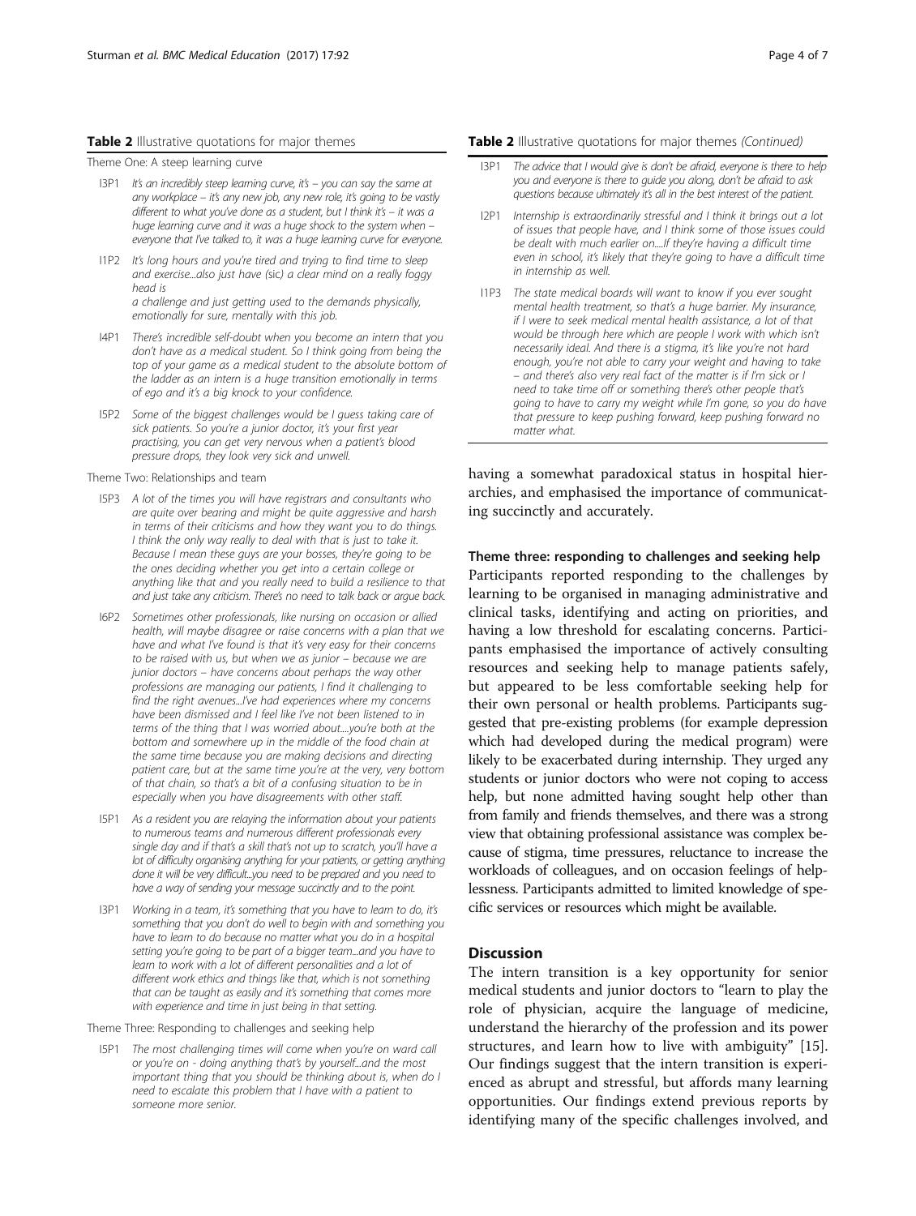**Table 2** Illustrative quotations for major themes

| | |
|---|---|
| Theme One: A steep learning curve | |
| I3P1 | *It's an incredibly steep learning curve, it's – you can say the same at any workplace – it's any new job, any new role, it's going to be vastly different to what you've done as a student, but I think it's – it was a huge learning curve and it was a huge shock to the system when – everyone that I've talked to, it was a huge learning curve for everyone.* |
| I1P2 | *It's long hours and you're tired and trying to find time to sleep and exercise...also just have (sic) a clear mind on a really foggy head is a challenge and just getting used to the demands physically, emotionally for sure, mentally with this job.* |
| I4P1 | *There's incredible self-doubt when you become an intern that you don't have as a medical student. So I think going from being the top of your game as a medical student to the absolute bottom of the ladder as an intern is a huge transition emotionally in terms of ego and it's a big knock to your confidence.* |
| I5P2 | *Some of the biggest challenges would be I guess taking care of sick patients. So you're a junior doctor, it's your first year practising, you can get very nervous when a patient's blood pressure drops, they look very sick and unwell.* |
| Theme Two: Relationships and team | |
| I5P3 | *A lot of the times you will have registrars and consultants who are quite over bearing and might be quite aggressive and harsh in terms of their criticisms and how they want you to do things. I think the only way really to deal with that is just to take it. Because I mean these guys are your bosses, they're going to be the ones deciding whether you get into a certain college or anything like that and you really need to build a resilience to that and just take any criticism. There's no need to talk back or argue back.* |
| I6P2 | *Sometimes other professionals, like nursing on occasion or allied health, will maybe disagree or raise concerns with a plan that we have and what I've found is that it's very easy for their concerns to be raised with us, but when we as junior – because we are junior doctors – have concerns about perhaps the way other professions are managing our patients, I find it challenging to find the right avenues...I've had experiences where my concerns have been dismissed and I feel like I've not been listened to in terms of the thing that I was worried about....you're both at the bottom and somewhere up in the middle of the food chain at the same time because you are making decisions and directing patient care, but at the same time you're at the very, very bottom of that chain, so that's a bit of a confusing situation to be in especially when you have disagreements with other staff.* |
| I5P1 | *As a resident you are relaying the information about your patients to numerous teams and numerous different professionals every single day and if that's a skill that's not up to scratch, you'll have a lot of difficulty organising anything for your patients, or getting anything done it will be very difficult...you need to be prepared and you need to have a way of sending your message succinctly and to the point.* |
| I3P1 | *Working in a team, it's something that you have to learn to do, it's something that you don't do well to begin with and something you have to learn to do because no matter what you do in a hospital setting you're going to be part of a bigger team...and you have to learn to work with a lot of different personalities and a lot of different work ethics and things like that, which is not something that can be taught as easily and it's something that comes more with experience and time in just being in that setting.* |
| Theme Three: Responding to challenges and seeking help | |
| I5P1 | *The most challenging times will come when you're on ward call or you're on - doing anything that's by yourself...and the most important thing that you should be thinking about is, when do I need to escalate this problem that I have with a patient to someone more senior.* |
| I3P1 | *The advice that I would give is don't be afraid, everyone is there to help you and everyone is there to guide you along, don't be afraid to ask questions because ultimately it's all in the best interest of the patient.* |
| I2P1 | *Internship is extraordinarily stressful and I think it brings out a lot of issues that people have, and I think some of those issues could be dealt with much earlier on....If they're having a difficult time even in school, it's likely that they're going to have a difficult time in internship as well.* |
| I1P3 | *The state medical boards will want to know if you ever sought mental health treatment, so that's a huge barrier. My insurance, if I were to seek medical mental health assistance, a lot of that would be through here which are people I work with which isn't necessarily ideal. And there is a stigma, it's like you're not hard enough, you're not able to carry your weight and having to take – and there's also very real fact of the matter is if I'm sick or I need to take time off or something there's other people that's going to have to carry my weight while I'm gone, so you do have that pressure to keep pushing forward, keep pushing forward no matter what.* |

having a somewhat paradoxical status in hospital hierarchies, and emphasised the importance of communicating succinctly and accurately.

### Theme three: responding to challenges and seeking help

Participants reported responding to the challenges by learning to be organised in managing administrative and clinical tasks, identifying and acting on priorities, and having a low threshold for escalating concerns. Participants emphasised the importance of actively consulting resources and seeking help to manage patients safely, but appeared to be less comfortable seeking help for their own personal or health problems. Participants suggested that pre-existing problems (for example depression which had developed during the medical program) were likely to be exacerbated during internship. They urged any students or junior doctors who were not coping to access help, but none admitted having sought help other than from family and friends themselves, and there was a strong view that obtaining professional assistance was complex because of stigma, time pressures, reluctance to increase the workloads of colleagues, and on occasion feelings of helplessness. Participants admitted to limited knowledge of specific services or resources which might be available.

## Discussion

The intern transition is a key opportunity for senior medical students and junior doctors to "learn to play the role of physician, acquire the language of medicine, understand the hierarchy of the profession and its power structures, and learn how to live with ambiguity" [15]. Our findings suggest that the intern transition is experienced as abrupt and stressful, but affords many learning opportunities. Our findings extend previous reports by identifying many of the specific challenges involved, and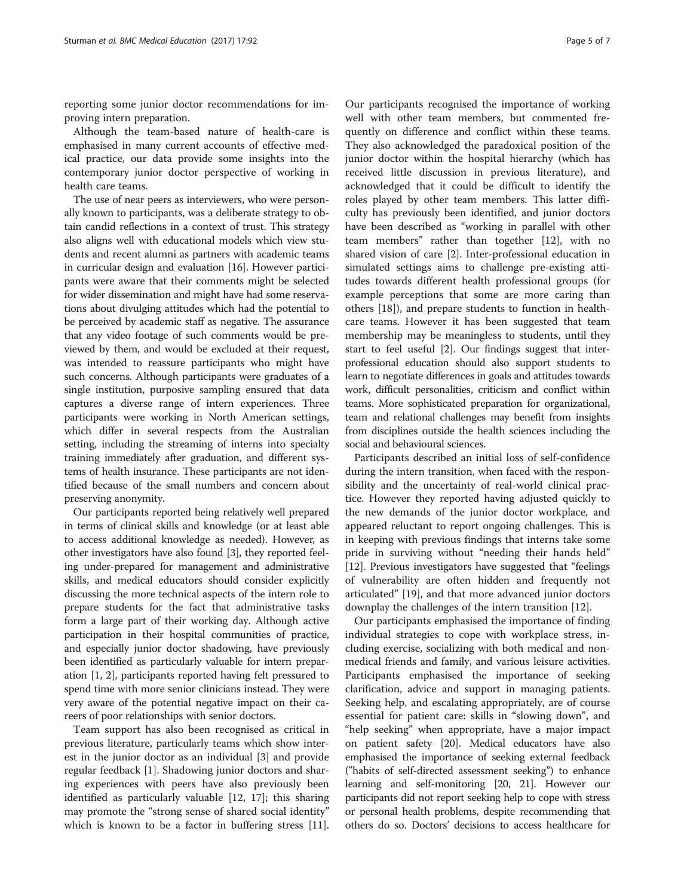reporting some junior doctor recommendations for improving intern preparation.

Although the team-based nature of health-care is emphasised in many current accounts of effective medical practice, our data provide some insights into the contemporary junior doctor perspective of working in health care teams.

The use of near peers as interviewers, who were personally known to participants, was a deliberate strategy to obtain candid reflections in a context of trust. This strategy also aligns well with educational models which view students and recent alumni as partners with academic teams in curricular design and evaluation [16]. However participants were aware that their comments might be selected for wider dissemination and might have had some reservations about divulging attitudes which had the potential to be perceived by academic staff as negative. The assurance that any video footage of such comments would be previewed by them, and would be excluded at their request, was intended to reassure participants who might have such concerns. Although participants were graduates of a single institution, purposive sampling ensured that data captures a diverse range of intern experiences. Three participants were working in North American settings, which differ in several respects from the Australian setting, including the streaming of interns into specialty training immediately after graduation, and different systems of health insurance. These participants are not identified because of the small numbers and concern about preserving anonymity.

Our participants reported being relatively well prepared in terms of clinical skills and knowledge (or at least able to access additional knowledge as needed). However, as other investigators have also found [3], they reported feeling under-prepared for management and administrative skills, and medical educators should consider explicitly discussing the more technical aspects of the intern role to prepare students for the fact that administrative tasks form a large part of their working day. Although active participation in their hospital communities of practice, and especially junior doctor shadowing, have previously been identified as particularly valuable for intern preparation [1, 2], participants reported having felt pressured to spend time with more senior clinicians instead. They were very aware of the potential negative impact on their careers of poor relationships with senior doctors.

Team support has also been recognised as critical in previous literature, particularly teams which show interest in the junior doctor as an individual [3] and provide regular feedback [1]. Shadowing junior doctors and sharing experiences with peers have also previously been identified as particularly valuable [12, 17]; this sharing may promote the "strong sense of shared social identity" which is known to be a factor in buffering stress [11]. Our participants recognised the importance of working well with other team members, but commented frequently on difference and conflict within these teams. They also acknowledged the paradoxical position of the junior doctor within the hospital hierarchy (which has received little discussion in previous literature), and acknowledged that it could be difficult to identify the roles played by other team members. This latter difficulty has previously been identified, and junior doctors have been described as "working in parallel with other team members" rather than together [12], with no shared vision of care [2]. Inter-professional education in simulated settings aims to challenge pre-existing attitudes towards different health professional groups (for example perceptions that some are more caring than others [18]), and prepare students to function in health-care teams. However it has been suggested that team membership may be meaningless to students, until they start to feel useful [2]. Our findings suggest that inter-professional education should also support students to learn to negotiate differences in goals and attitudes towards work, difficult personalities, criticism and conflict within teams. More sophisticated preparation for organizational, team and relational challenges may benefit from insights from disciplines outside the health sciences including the social and behavioural sciences.

Participants described an initial loss of self-confidence during the intern transition, when faced with the responsibility and the uncertainty of real-world clinical practice. However they reported having adjusted quickly to the new demands of the junior doctor workplace, and appeared reluctant to report ongoing challenges. This is in keeping with previous findings that interns take some pride in surviving without "needing their hands held" [12]. Previous investigators have suggested that "feelings of vulnerability are often hidden and frequently not articulated" [19], and that more advanced junior doctors downplay the challenges of the intern transition [12].

Our participants emphasised the importance of finding individual strategies to cope with workplace stress, including exercise, socializing with both medical and non-medical friends and family, and various leisure activities. Participants emphasised the importance of seeking clarification, advice and support in managing patients. Seeking help, and escalating appropriately, are of course essential for patient care: skills in "slowing down", and "help seeking" when appropriate, have a major impact on patient safety [20]. Medical educators have also emphasised the importance of seeking external feedback ("habits of self-directed assessment seeking") to enhance learning and self-monitoring [20, 21]. However our participants did not report seeking help to cope with stress or personal health problems, despite recommending that others do so. Doctors' decisions to access healthcare for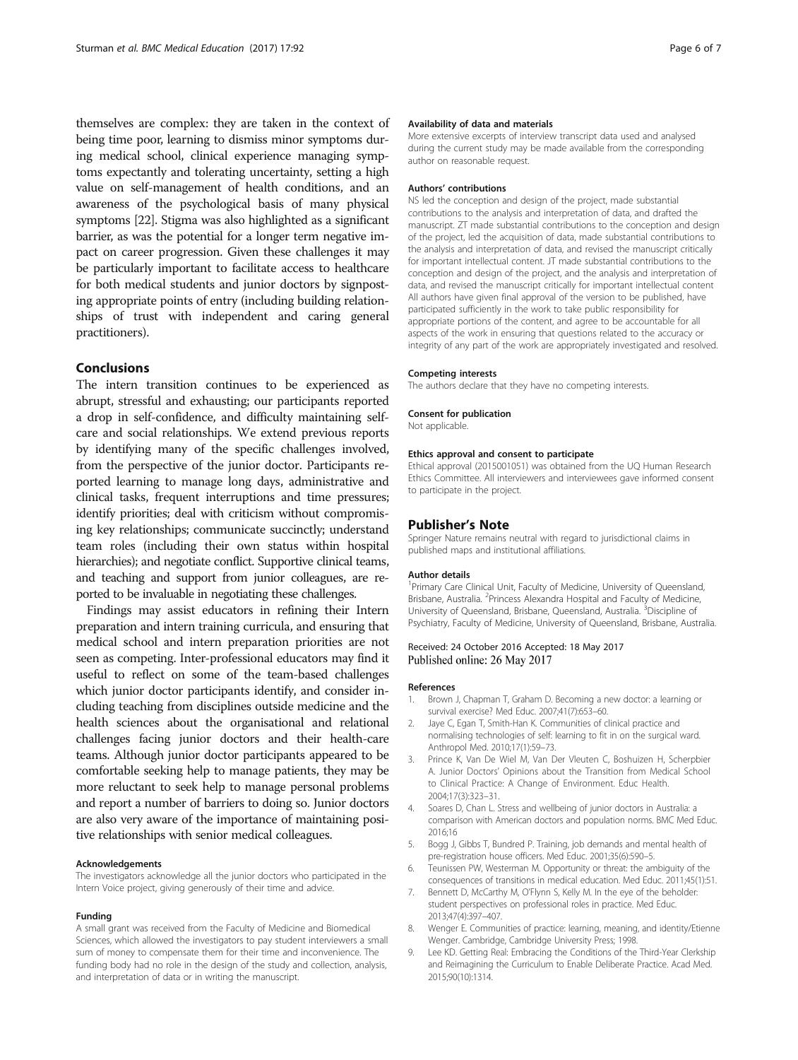themselves are complex: they are taken in the context of being time poor, learning to dismiss minor symptoms during medical school, clinical experience managing symptoms expectantly and tolerating uncertainty, setting a high value on self-management of health conditions, and an awareness of the psychological basis of many physical symptoms [22]. Stigma was also highlighted as a significant barrier, as was the potential for a longer term negative impact on career progression. Given these challenges it may be particularly important to facilitate access to healthcare for both medical students and junior doctors by signposting appropriate points of entry (including building relationships of trust with independent and caring general practitioners).

## Conclusions

The intern transition continues to be experienced as abrupt, stressful and exhausting; our participants reported a drop in self-confidence, and difficulty maintaining self-care and social relationships. We extend previous reports by identifying many of the specific challenges involved, from the perspective of the junior doctor. Participants reported learning to manage long days, administrative and clinical tasks, frequent interruptions and time pressures; identify priorities; deal with criticism without compromising key relationships; communicate succinctly; understand team roles (including their own status within hospital hierarchies); and negotiate conflict. Supportive clinical teams, and teaching and support from junior colleagues, are reported to be invaluable in negotiating these challenges.

Findings may assist educators in refining their Intern preparation and intern training curricula, and ensuring that medical school and intern preparation priorities are not seen as competing. Inter-professional educators may find it useful to reflect on some of the team-based challenges which junior doctor participants identify, and consider including teaching from disciplines outside medicine and the health sciences about the organisational and relational challenges facing junior doctors and their health-care teams. Although junior doctor participants appeared to be comfortable seeking help to manage patients, they may be more reluctant to seek help to manage personal problems and report a number of barriers to doing so. Junior doctors are also very aware of the importance of maintaining positive relationships with senior medical colleagues.

#### Acknowledgements

The investigators acknowledge all the junior doctors who participated in the Intern Voice project, giving generously of their time and advice.

#### Funding

A small grant was received from the Faculty of Medicine and Biomedical Sciences, which allowed the investigators to pay student interviewers a small sum of money to compensate them for their time and inconvenience. The funding body had no role in the design of the study and collection, analysis, and interpretation of data or in writing the manuscript.

#### Availability of data and materials

More extensive excerpts of interview transcript data used and analysed during the current study may be made available from the corresponding author on reasonable request.

#### Authors' contributions

NS led the conception and design of the project, made substantial contributions to the analysis and interpretation of data, and drafted the manuscript. ZT made substantial contributions to the conception and design of the project, led the acquisition of data, made substantial contributions to the analysis and interpretation of data, and revised the manuscript critically for important intellectual content. JT made substantial contributions to the conception and design of the project, and the analysis and interpretation of data, and revised the manuscript critically for important intellectual content All authors have given final approval of the version to be published, have participated sufficiently in the work to take public responsibility for appropriate portions of the content, and agree to be accountable for all aspects of the work in ensuring that questions related to the accuracy or integrity of any part of the work are appropriately investigated and resolved.

#### Competing interests

The authors declare that they have no competing interests.

#### Consent for publication

Not applicable.

#### Ethics approval and consent to participate

Ethical approval (2015001051) was obtained from the UQ Human Research Ethics Committee. All interviewers and interviewees gave informed consent to participate in the project.

## Publisher's Note

Springer Nature remains neutral with regard to jurisdictional claims in published maps and institutional affiliations.

#### Author details

[1]Primary Care Clinical Unit, Faculty of Medicine, University of Queensland, Brisbane, Australia. [2]Princess Alexandra Hospital and Faculty of Medicine, University of Queensland, Brisbane, Queensland, Australia. [3]Discipline of Psychiatry, Faculty of Medicine, University of Queensland, Brisbane, Australia.

Received: 24 October 2016 Accepted: 18 May 2017
Published online: 26 May 2017

#### References

1. Brown J, Chapman T, Graham D. Becoming a new doctor: a learning or survival exercise? Med Educ. 2007;41(7):653–60.
2. Jaye C, Egan T, Smith-Han K. Communities of clinical practice and normalising technologies of self: learning to fit in on the surgical ward. Anthropol Med. 2010;17(1):59–73.
3. Prince K, Van De Wiel M, Van Der Vleuten C, Boshuizen H, Scherpbier A. Junior Doctors' Opinions about the Transition from Medical School to Clinical Practice: A Change of Environment. Educ Health. 2004;17(3):323–31.
4. Soares D, Chan L. Stress and wellbeing of junior doctors in Australia: a comparison with American doctors and population norms. BMC Med Educ. 2016;16
5. Bogg J, Gibbs T, Bundred P. Training, job demands and mental health of pre-registration house officers. Med Educ. 2001;35(6):590–5.
6. Teunissen PW, Westerman M. Opportunity or threat: the ambiguity of the consequences of transitions in medical education. Med Educ. 2011;45(1):51.
7. Bennett D, McCarthy M, O'Flynn S, Kelly M. In the eye of the beholder: student perspectives on professional roles in practice. Med Educ. 2013;47(4):397–407.
8. Wenger E. Communities of practice: learning, meaning, and identity/Etienne Wenger. Cambridge, Cambridge University Press; 1998.
9. Lee KD. Getting Real: Embracing the Conditions of the Third-Year Clerkship and Reimagining the Curriculum to Enable Deliberate Practice. Acad Med. 2015;90(10):1314.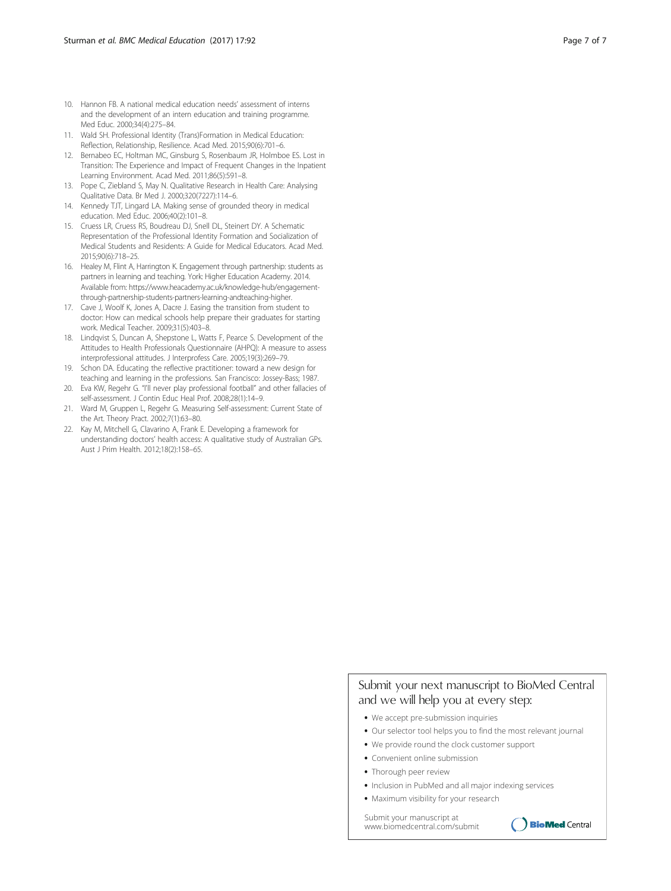10. Hannon FB. A national medical education needs' assessment of interns and the development of an intern education and training programme. Med Educ. 2000;34(4):275–84.
11. Wald SH. Professional Identity (Trans)Formation in Medical Education: Reflection, Relationship, Resilience. Acad Med. 2015;90(6):701–6.
12. Bernabeo EC, Holtman MC, Ginsburg S, Rosenbaum JR, Holmboe ES. Lost in Transition: The Experience and Impact of Frequent Changes in the Inpatient Learning Environment. Acad Med. 2011;86(5):591–8.
13. Pope C, Ziebland S, May N. Qualitative Research in Health Care: Analysing Qualitative Data. Br Med J. 2000;320(7227):114–6.
14. Kennedy TJT, Lingard LA. Making sense of grounded theory in medical education. Med Educ. 2006;40(2):101–8.
15. Cruess LR, Cruess RS, Boudreau DJ, Snell DL, Steinert DY. A Schematic Representation of the Professional Identity Formation and Socialization of Medical Students and Residents: A Guide for Medical Educators. Acad Med. 2015;90(6):718–25.
16. Healey M, Flint A, Harrington K. Engagement through partnership: students as partners in learning and teaching. York: Higher Education Academy. 2014. Available from: https://www.heacademy.ac.uk/knowledge-hub/engagement-through-partnership-students-partners-learning-andteaching-higher.
17. Cave J, Woolf K, Jones A, Dacre J. Easing the transition from student to doctor: How can medical schools help prepare their graduates for starting work. Medical Teacher. 2009;31(5):403–8.
18. Lindqvist S, Duncan A, Shepstone L, Watts F, Pearce S. Development of the Attitudes to Health Professionals Questionnaire (AHPQ): A measure to assess interprofessional attitudes. J Interprofess Care. 2005;19(3):269–79.
19. Schon DA. Educating the reflective practitioner: toward a new design for teaching and learning in the professions. San Francisco: Jossey-Bass; 1987.
20. Eva KW, Regehr G. "I'll never play professional football" and other fallacies of self-assessment. J Contin Educ Heal Prof. 2008;28(1):14–9.
21. Ward M, Gruppen L, Regehr G. Measuring Self-assessment: Current State of the Art. Theory Pract. 2002;7(1):63–80.
22. Kay M, Mitchell G, Clavarino A, Frank E. Developing a framework for understanding doctors' health access: A qualitative study of Australian GPs. Aust J Prim Health. 2012;18(2):158–65.

Submit your next manuscript to BioMed Central and we will help you at every step:

- We accept pre-submission inquiries
- Our selector tool helps you to find the most relevant journal
- We provide round the clock customer support
- Convenient online submission
- Thorough peer review
- Inclusion in PubMed and all major indexing services
- Maximum visibility for your research

Submit your manuscript at www.biomedcentral.com/submit

BioMed Central